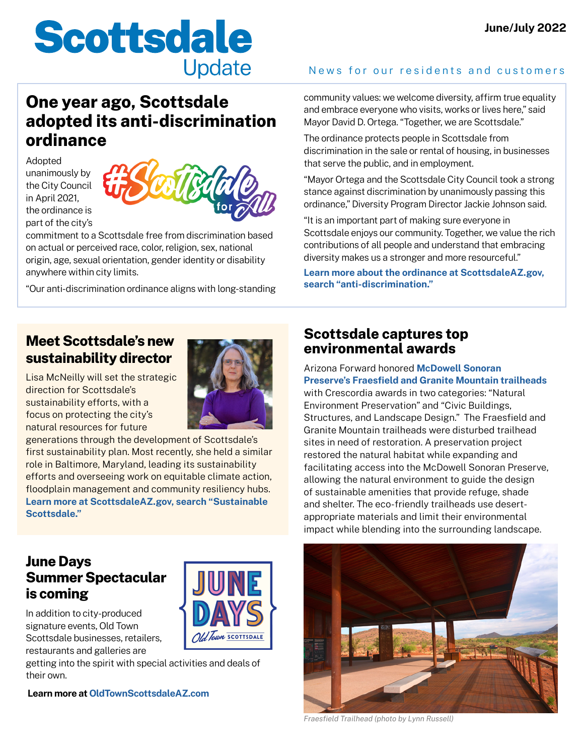# Scottsdale Update

June/July 2022

News for our residents and customers

## One year ago, Scottsdale adopted its anti-discrimination ordinance

Adopted unanimously by the City Council in April 2021, the ordinance is part of the city's commitment to a Scottsdale free from discrimination based on actual or perceived race, color, religion, sex, national origin, age, sexual orientation, gender identity or disability anywhere within city limits.

"Our anti-discrimination ordinance aligns with long-standing community values: we welcome diversity, affirm true equality and embrace everyone who visits, works or lives here," said Mayor David D. Ortega. "Together, we are Scottsdale."

The ordinance protects people in Scottsdale from discrimination in the sale or rental of housing, in businesses that serve the public, and in employment.

"Mayor Ortega and the Scottsdale City Council took a strong stance against discrimination by unanimously passing this ordinance," Diversity Program Director Jackie Johnson said.

"It is an important part of making sure everyone in Scottsdale enjoys our community. Together, we value the rich contributions of all people and understand that embracing diversity makes us a stronger and more resourceful."

**Learn more about the ordinance at ScottsdaleAZ.gov, search "anti-discrimination."**

## Meet Scottsdale's new sustainability director

Lisa McNeilly will set the strategic direction for Scottsdale's sustainability efforts, with a focus on protecting the city's natural resources for future generations through the development of Scottsdale's first sustainability plan. Most recently, she held a similar role in Baltimore, Maryland, leading its sustainability efforts and overseeing work on equitable climate action, floodplain management and community resiliency hubs. **Learn more at ScottsdaleAZ.gov, search "Sustainable Scottsdale."**

## June Days Summer Spectacular is coming

In addition to city-produced signature events, Old Town Scottsdale businesses, retailers, restaurants and galleries are getting into the spirit with special activities and deals of their own.

**Learn more at OldTownScottsdaleAZ.com**

## Scottsdale captures top environmental awards

Arizona Forward honored **McDowell Sonoran Preserve's Fraesfield and Granite Mountain trailheads** with Crescordia awards in two categories: "Natural Environment Preservation" and "Civic Buildings, Structures, and Landscape Design." The Fraesfield and Granite Mountain trailheads were disturbed trailhead sites in need of restoration. A preservation project restored the natural habitat while expanding and facilitating access into the McDowell Sonoran Preserve, allowing the natural environment to guide the design of sustainable amenities that provide refuge, shade and shelter. The eco-friendly trailheads use desert-appropriate materials and limit their environmental impact while blending into the surrounding landscape.

*Fraesfield Trailhead (photo by Lynn Russell)*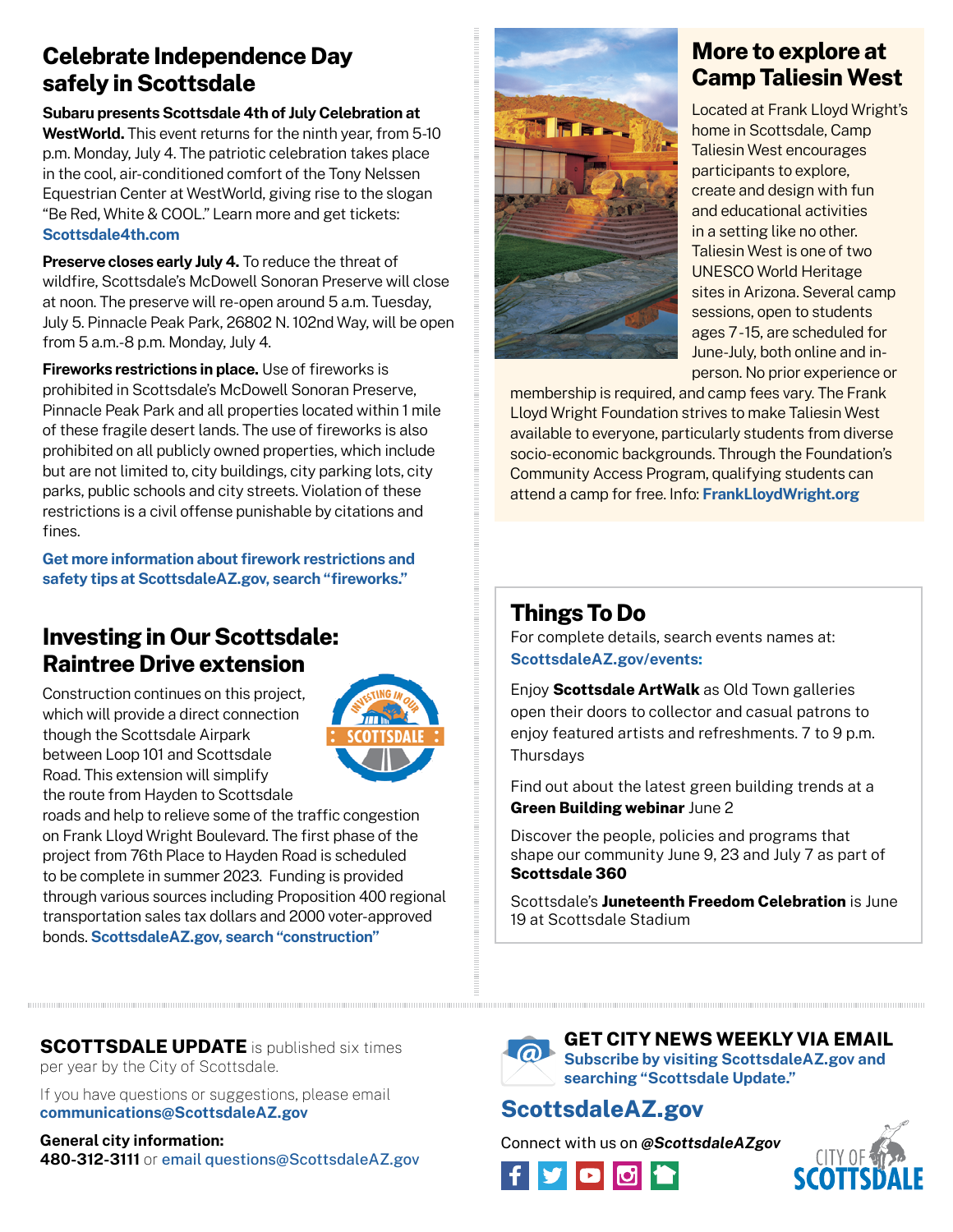## Celebrate Independence Day safely in Scottsdale

**Subaru presents Scottsdale 4th of July Celebration at WestWorld.** This event returns for the ninth year, from 5-10 p.m. Monday, July 4. The patriotic celebration takes place in the cool, air-conditioned comfort of the Tony Nelssen Equestrian Center at WestWorld, giving rise to the slogan "Be Red, White & COOL." Learn more and get tickets: **Scottsdale4th.com**

**Preserve closes early July 4.** To reduce the threat of wildfire, Scottsdale's McDowell Sonoran Preserve will close at noon. The preserve will re-open around 5 a.m. Tuesday, July 5. Pinnacle Peak Park, 26802 N. 102nd Way, will be open from 5 a.m.-8 p.m. Monday, July 4.

**Fireworks restrictions in place.** Use of fireworks is prohibited in Scottsdale's McDowell Sonoran Preserve, Pinnacle Peak Park and all properties located within 1 mile of these fragile desert lands. The use of fireworks is also prohibited on all publicly owned properties, which include but are not limited to, city buildings, city parking lots, city parks, public schools and city streets. Violation of these restrictions is a civil offense punishable by citations and fines.

**Get more information about firework restrictions and safety tips at ScottsdaleAZ.gov, search "fireworks."**

## Investing in Our Scottsdale: Raintree Drive extension

Construction continues on this project, which will provide a direct connection though the Scottsdale Airpark between Loop 101 and Scottsdale Road. This extension will simplify the route from Hayden to Scottsdale roads and help to relieve some of the traffic congestion on Frank Lloyd Wright Boulevard. The first phase of the project from 76th Place to Hayden Road is scheduled to be complete in summer 2023. Funding is provided through various sources including Proposition 400 regional transportation sales tax dollars and 2000 voter-approved bonds. **ScottsdaleAZ.gov, search "construction"**

## More to explore at Camp Taliesin West

Located at Frank Lloyd Wright's home in Scottsdale, Camp Taliesin West encourages participants to explore, create and design with fun and educational activities in a setting like no other. Taliesin West is one of two UNESCO World Heritage sites in Arizona. Several camp sessions, open to students ages 7-15, are scheduled for June-July, both online and in-person. No prior experience or membership is required, and camp fees vary. The Frank Lloyd Wright Foundation strives to make Taliesin West available to everyone, particularly students from diverse socio-economic backgrounds. Through the Foundation's Community Access Program, qualifying students can attend a camp for free. Info: **FrankLloydWright.org**

## Things To Do

For complete details, search events names at: **ScottsdaleAZ.gov/events:**

Enjoy **Scottsdale ArtWalk** as Old Town galleries open their doors to collector and casual patrons to enjoy featured artists and refreshments. 7 to 9 p.m. Thursdays

Find out about the latest green building trends at a **Green Building webinar** June 2

Discover the people, policies and programs that shape our community June 9, 23 and July 7 as part of **Scottsdale 360**

Scottsdale's **Juneteenth Freedom Celebration** is June 19 at Scottsdale Stadium

---

**SCOTTSDALE UPDATE** is published six times per year by the City of Scottsdale.

If you have questions or suggestions, please email **communications@ScottsdaleAZ.gov**

**General city information:**
**480-312-3111** or email questions@ScottsdaleAZ.gov

**GET CITY NEWS WEEKLY VIA EMAIL**
**Subscribe by visiting ScottsdaleAZ.gov and searching "Scottsdale Update."**

**ScottsdaleAZ.gov**

Connect with us on ***@ScottsdaleAZgov***

CITY OF SCOTTSDALE